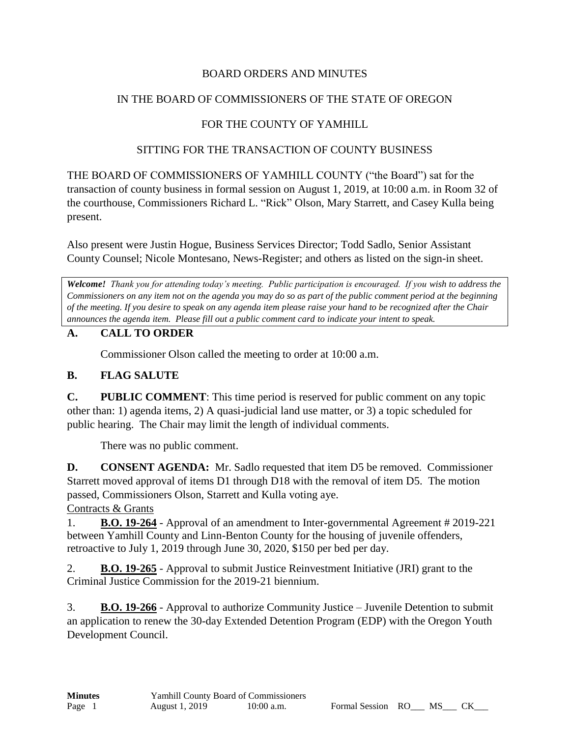BOARD ORDERS AND MINUTES

IN THE BOARD OF COMMISSIONERS OF THE STATE OF OREGON

FOR THE COUNTY OF YAMHILL

SITTING FOR THE TRANSACTION OF COUNTY BUSINESS

THE BOARD OF COMMISSIONERS OF YAMHILL COUNTY ("the Board") sat for the transaction of county business in formal session on August 1, 2019, at 10:00 a.m. in Room 32 of the courthouse, Commissioners Richard L. "Rick" Olson, Mary Starrett, and Casey Kulla being present.

Also present were Justin Hogue, Business Services Director; Todd Sadlo, Senior Assistant County Counsel; Nicole Montesano, News-Register; and others as listed on the sign-in sheet.

***Welcome!*** *Thank you for attending today's meeting. Public participation is encouraged. If you wish to address the Commissioners on any item not on the agenda you may do so as part of the public comment period at the beginning of the meeting. If you desire to speak on any agenda item please raise your hand to be recognized after the Chair announces the agenda item. Please fill out a public comment card to indicate your intent to speak.*

## A. CALL TO ORDER

Commissioner Olson called the meeting to order at 10:00 a.m.

## B. FLAG SALUTE

**C. PUBLIC COMMENT**: This time period is reserved for public comment on any topic other than: 1) agenda items, 2) A quasi-judicial land use matter, or 3) a topic scheduled for public hearing. The Chair may limit the length of individual comments.

There was no public comment.

**D. CONSENT AGENDA:** Mr. Sadlo requested that item D5 be removed. Commissioner Starrett moved approval of items D1 through D18 with the removal of item D5. The motion passed, Commissioners Olson, Starrett and Kulla voting aye.

Contracts & Grants

1. **B.O. 19-264** - Approval of an amendment to Inter-governmental Agreement # 2019-221 between Yamhill County and Linn-Benton County for the housing of juvenile offenders, retroactive to July 1, 2019 through June 30, 2020, $150 per bed per day.

2. **B.O. 19-265** - Approval to submit Justice Reinvestment Initiative (JRI) grant to the Criminal Justice Commission for the 2019-21 biennium.

3. **B.O. 19-266** - Approval to authorize Community Justice – Juvenile Detention to submit an application to renew the 30-day Extended Detention Program (EDP) with the Oregon Youth Development Council.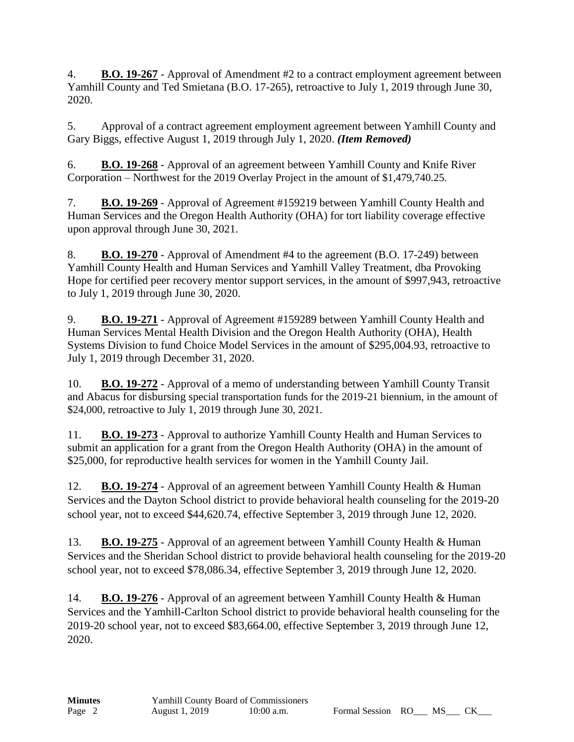4. **B.O. 19-267** - Approval of Amendment #2 to a contract employment agreement between Yamhill County and Ted Smietana (B.O. 17-265), retroactive to July 1, 2019 through June 30, 2020.

5. Approval of a contract agreement employment agreement between Yamhill County and Gary Biggs, effective August 1, 2019 through July 1, 2020. ***(Item Removed)***

6. **B.O. 19-268** - Approval of an agreement between Yamhill County and Knife River Corporation – Northwest for the 2019 Overlay Project in the amount of $1,479,740.25.

7. **B.O. 19-269** - Approval of Agreement #159219 between Yamhill County Health and Human Services and the Oregon Health Authority (OHA) for tort liability coverage effective upon approval through June 30, 2021.

8. **B.O. 19-270** - Approval of Amendment #4 to the agreement (B.O. 17-249) between Yamhill County Health and Human Services and Yamhill Valley Treatment, dba Provoking Hope for certified peer recovery mentor support services, in the amount of $997,943, retroactive to July 1, 2019 through June 30, 2020.

9. **B.O. 19-271** - Approval of Agreement #159289 between Yamhill County Health and Human Services Mental Health Division and the Oregon Health Authority (OHA), Health Systems Division to fund Choice Model Services in the amount of $295,004.93, retroactive to July 1, 2019 through December 31, 2020.

10. **B.O. 19-272** - Approval of a memo of understanding between Yamhill County Transit and Abacus for disbursing special transportation funds for the 2019-21 biennium, in the amount of $24,000, retroactive to July 1, 2019 through June 30, 2021.

11. **B.O. 19-273** - Approval to authorize Yamhill County Health and Human Services to submit an application for a grant from the Oregon Health Authority (OHA) in the amount of $25,000, for reproductive health services for women in the Yamhill County Jail.

12. **B.O. 19-274** - Approval of an agreement between Yamhill County Health & Human Services and the Dayton School district to provide behavioral health counseling for the 2019-20 school year, not to exceed $44,620.74, effective September 3, 2019 through June 12, 2020.

13. **B.O. 19-275** - Approval of an agreement between Yamhill County Health & Human Services and the Sheridan School district to provide behavioral health counseling for the 2019-20 school year, not to exceed $78,086.34, effective September 3, 2019 through June 12, 2020.

14. **B.O. 19-276** - Approval of an agreement between Yamhill County Health & Human Services and the Yamhill-Carlton School district to provide behavioral health counseling for the 2019-20 school year, not to exceed $83,664.00, effective September 3, 2019 through June 12, 2020.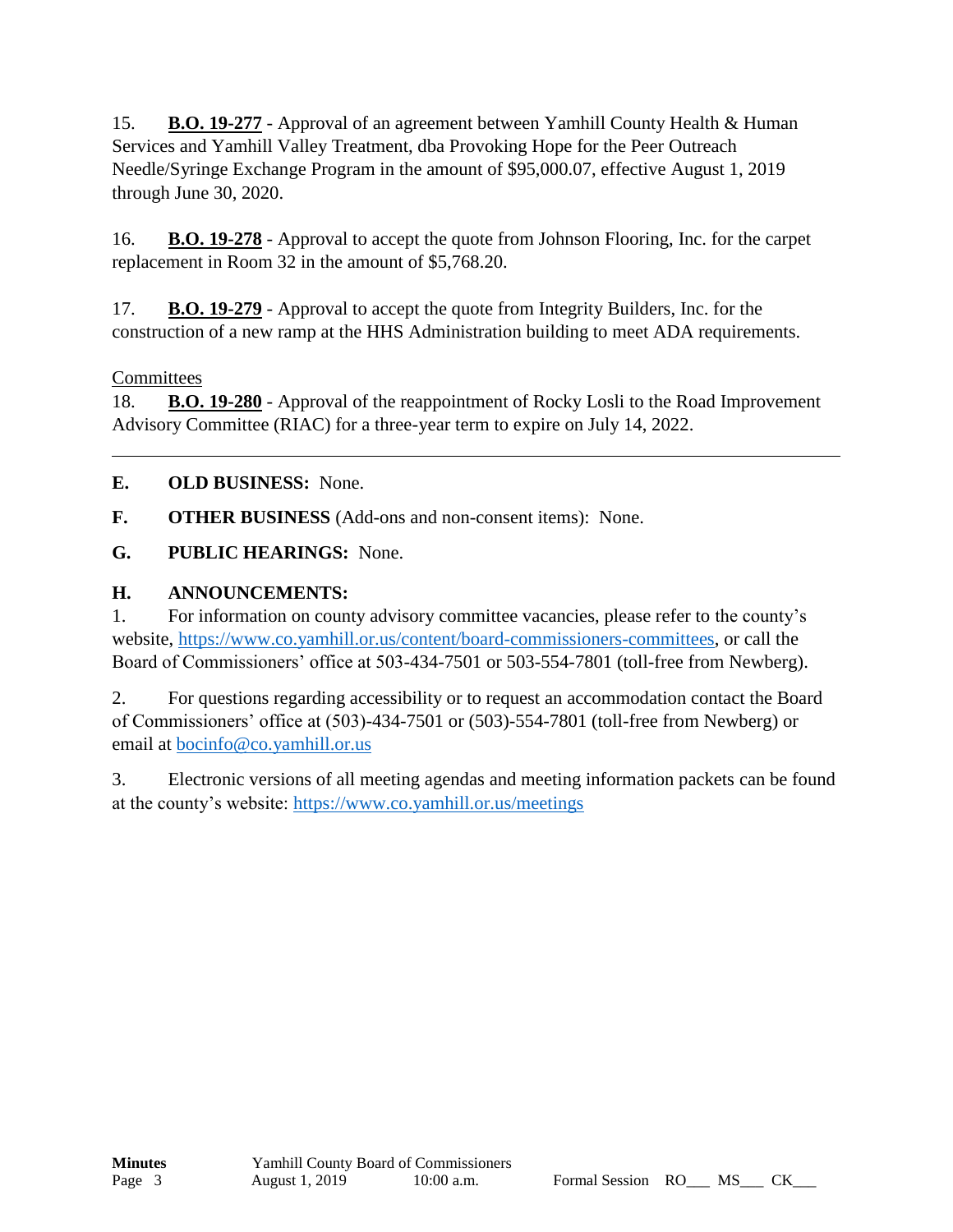15. **B.O. 19-277** - Approval of an agreement between Yamhill County Health & Human Services and Yamhill Valley Treatment, dba Provoking Hope for the Peer Outreach Needle/Syringe Exchange Program in the amount of $95,000.07, effective August 1, 2019 through June 30, 2020.

16. **B.O. 19-278** - Approval to accept the quote from Johnson Flooring, Inc. for the carpet replacement in Room 32 in the amount of $5,768.20.

17. **B.O. 19-279** - Approval to accept the quote from Integrity Builders, Inc. for the construction of a new ramp at the HHS Administration building to meet ADA requirements.

Committees

18. **B.O. 19-280** - Approval of the reappointment of Rocky Losli to the Road Improvement Advisory Committee (RIAC) for a three-year term to expire on July 14, 2022.

---

**E. OLD BUSINESS:** None.

**F. OTHER BUSINESS** (Add-ons and non-consent items): None.

**G. PUBLIC HEARINGS:** None.

**H. ANNOUNCEMENTS:**

1. For information on county advisory committee vacancies, please refer to the county's website, https://www.co.yamhill.or.us/content/board-commissioners-committees, or call the Board of Commissioners' office at 503-434-7501 or 503-554-7801 (toll-free from Newberg).

2. For questions regarding accessibility or to request an accommodation contact the Board of Commissioners' office at (503)-434-7501 or (503)-554-7801 (toll-free from Newberg) or email at bocinfo@co.yamhill.or.us

3. Electronic versions of all meeting agendas and meeting information packets can be found at the county's website: https://www.co.yamhill.or.us/meetings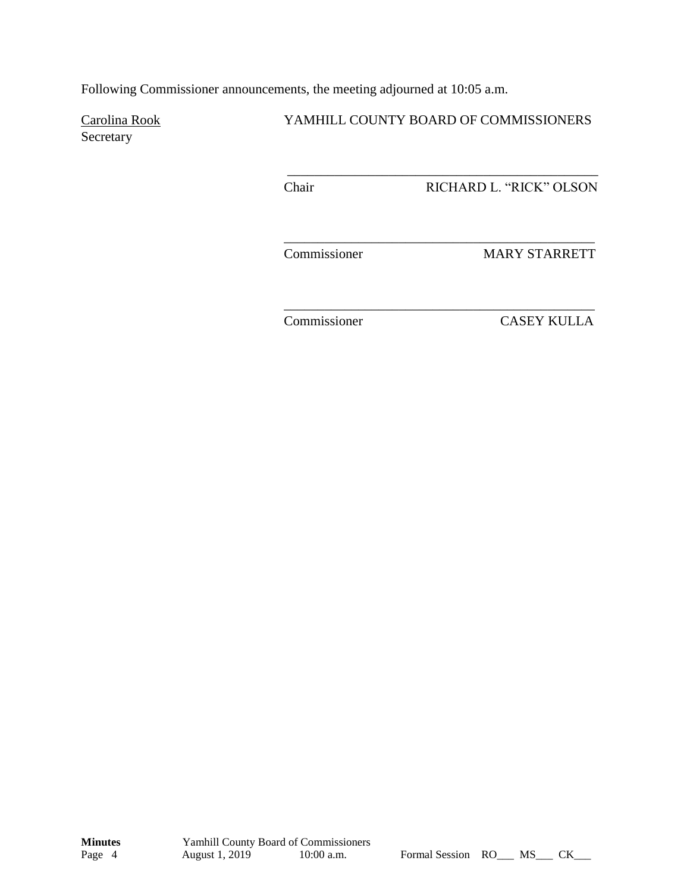Following Commissioner announcements, the meeting adjourned at 10:05 a.m.

Carolina Rook
Secretary

YAMHILL COUNTY BOARD OF COMMISSIONERS

\_\_\_\_\_\_\_\_\_\_\_\_\_\_\_\_\_\_\_\_\_\_\_\_\_\_\_\_\_\_\_\_\_\_\_\_\_\_\_\_\_\_\_\_
Chair RICHARD L. "RICK" OLSON

\_\_\_\_\_\_\_\_\_\_\_\_\_\_\_\_\_\_\_\_\_\_\_\_\_\_\_\_\_\_\_\_\_\_\_\_\_\_\_\_\_\_\_\_
Commissioner MARY STARRETT

\_\_\_\_\_\_\_\_\_\_\_\_\_\_\_\_\_\_\_\_\_\_\_\_\_\_\_\_\_\_\_\_\_\_\_\_\_\_\_\_\_\_\_\_
Commissioner CASEY KULLA